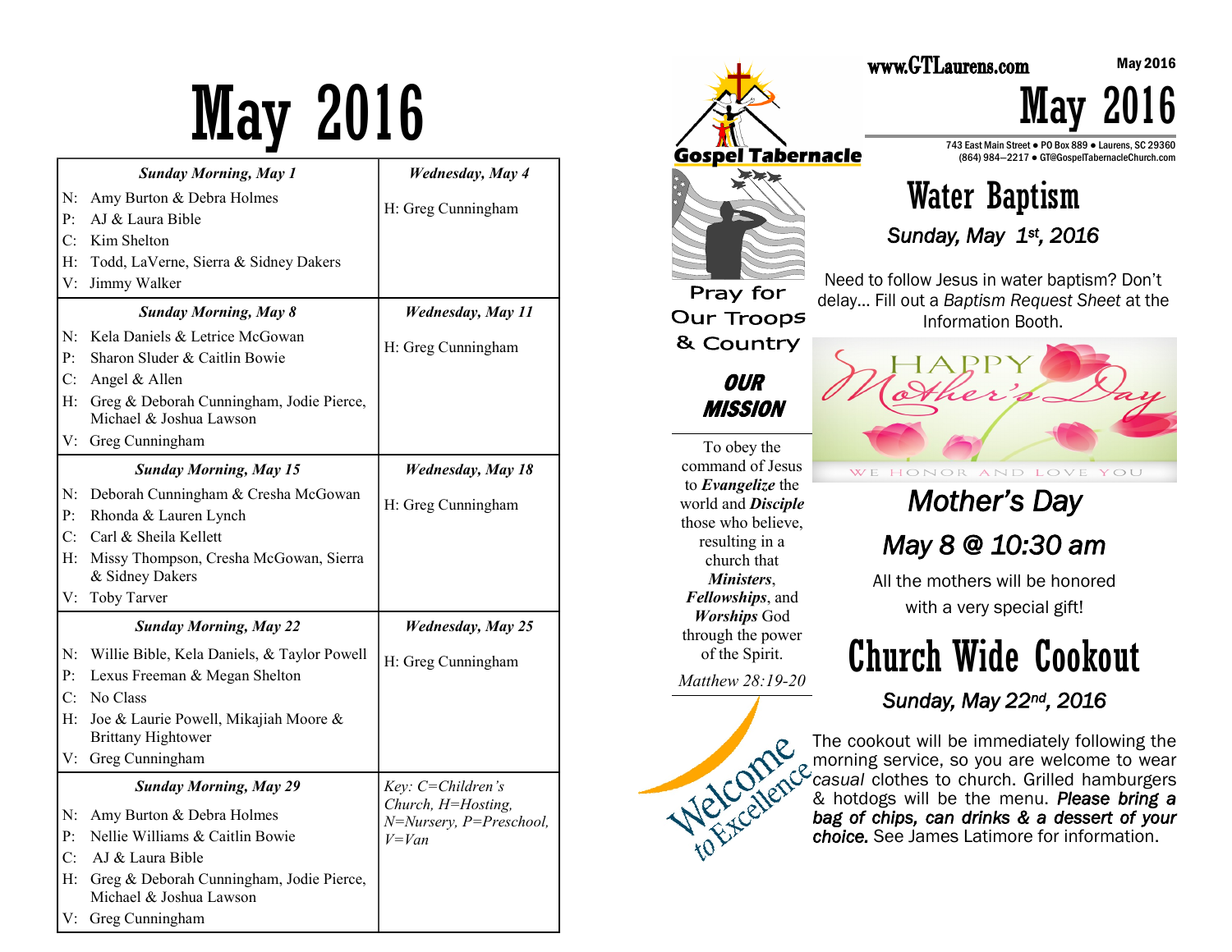# May 2016

| Sunday Morning, May 1 | Wednesday, May 4 |
|---|---|
| N: Amy Burton & Debra Holmes<br>P: AJ & Laura Bible<br>C: Kim Shelton<br>H: Todd, LaVerne, Sierra & Sidney Dakers<br>V: Jimmy Walker | H: Greg Cunningham |
| **Sunday Morning, May 8** | **Wednesday, May 11** |
| N: Kela Daniels & Letrice McGowan<br>P: Sharon Sluder & Caitlin Bowie<br>C: Angel & Allen<br>H: Greg & Deborah Cunningham, Jodie Pierce, Michael & Joshua Lawson<br>V: Greg Cunningham | H: Greg Cunningham |
| **Sunday Morning, May 15** | **Wednesday, May 18** |
| N: Deborah Cunningham & Cresha McGowan<br>P: Rhonda & Lauren Lynch<br>C: Carl & Sheila Kellett<br>H: Missy Thompson, Cresha McGowan, Sierra & Sidney Dakers<br>V: Toby Tarver | H: Greg Cunningham |
| **Sunday Morning, May 22** | **Wednesday, May 25** |
| N: Willie Bible, Kela Daniels, & Taylor Powell<br>P: Lexus Freeman & Megan Shelton<br>C: No Class<br>H: Joe & Laurie Powell, Mikajiah Moore & Brittany Hightower<br>V: Greg Cunningham | H: Greg Cunningham |
| **Sunday Morning, May 29** | *Key: C=Children's Church, H=Hosting, N=Nursery, P=Preschool, V=Van* |
| N: Amy Burton & Debra Holmes<br>P: Nellie Williams & Caitlin Bowie<br>C: AJ & Laura Bible<br>H: Greg & Deborah Cunningham, Jodie Pierce, Michael & Joshua Lawson<br>V: Greg Cunningham | |

Gospel Tabernacle

Pray for Our Troops & Country

## *OUR MISSION*

To obey the command of Jesus to ***Evangelize*** the world and ***Disciple*** those who believe, resulting in a church that ***Ministers***, ***Fellowships***, and ***Worships*** God through the power of the Spirit.

*Matthew 28:19-20*

Welcome to Excellence

www.GTLaurens.com

May 2016

# May 2016

743 East Main Street ● PO Box 889 ● Laurens, SC 29360
(864) 984—2217 ● GT@GospelTabernacleChurch.com

## Water Baptism

*Sunday, May 1st, 2016*

Need to follow Jesus in water baptism? Don't delay... Fill out a *Baptism Request Sheet* at the Information Booth.

HAPPY Mother's Day
WE HONOR AND LOVE YOU

## *Mother's Day*

## *May 8 @ 10:30 am*

All the mothers will be honored with a very special gift!

## Church Wide Cookout

*Sunday, May 22nd, 2016*

The cookout will be immediately following the morning service, so you are welcome to wear *casual* clothes to church. Grilled hamburgers & hotdogs will be the menu. ***Please bring a bag of chips, can drinks & a dessert of your choice.*** See James Latimore for information.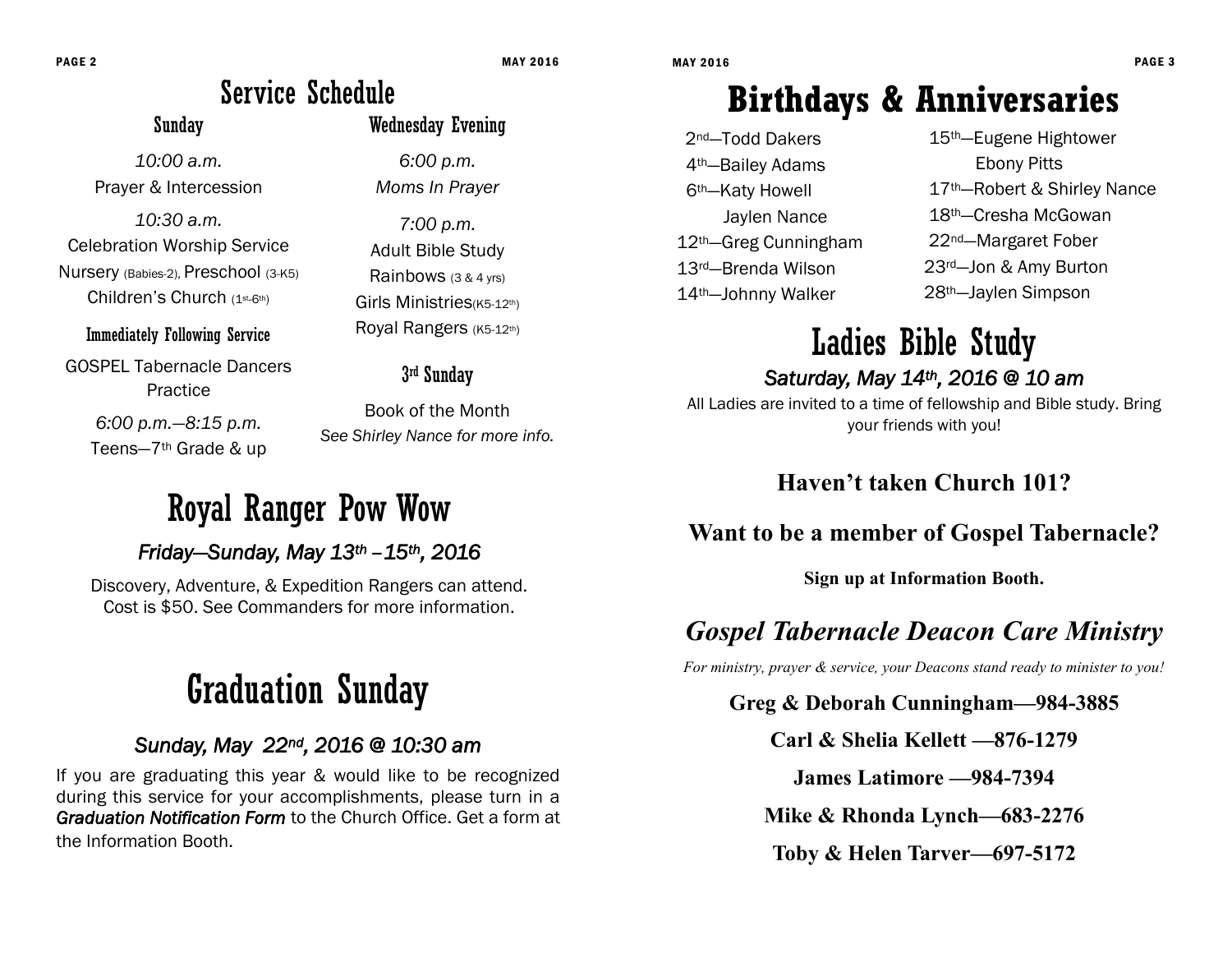# Service Schedule

## Sunday

*10:00 a.m.*

Prayer & Intercession

*10:30 a.m.*

Celebration Worship Service

Nursery (Babies-2), Preschool (3-K5)

Children's Church (1st-6th)

### Immediately Following Service

GOSPEL Tabernacle Dancers Practice

*6:00 p.m.—8:15 p.m.*

Teens—7th Grade & up

## Wednesday Evening

*6:00 p.m.*

*Moms In Prayer*

*7:00 p.m.*

Adult Bible Study

Rainbows (3 & 4 yrs)

Girls Ministries(K5-12th)

Royal Rangers (K5-12th)

### 3rd Sunday

Book of the Month

*See Shirley Nance for more info.*

# Royal Ranger Pow Wow

***Friday—Sunday, May 13th –15th, 2016***

Discovery, Adventure, & Expedition Rangers can attend. Cost is $50. See Commanders for more information.

# Graduation Sunday

***Sunday, May 22nd, 2016 @ 10:30 am***

If you are graduating this year & would like to be recognized during this service for your accomplishments, please turn in a ***Graduation Notification Form*** to the Church Office. Get a form at the Information Booth.

# Birthdays & Anniversaries

2nd—Todd Dakers
4th—Bailey Adams
6th—Katy Howell
Jaylen Nance
12th—Greg Cunningham
13rd—Brenda Wilson
14th—Johnny Walker
15th—Eugene Hightower
Ebony Pitts
17th—Robert & Shirley Nance
18th—Cresha McGowan
22nd—Margaret Fober
23rd—Jon & Amy Burton
28th—Jaylen Simpson

# Ladies Bible Study

***Saturday, May 14th, 2016 @ 10 am***

All Ladies are invited to a time of fellowship and Bible study. Bring your friends with you!

**Haven't taken Church 101?**

**Want to be a member of Gospel Tabernacle?**

**Sign up at Information Booth.**

## *Gospel Tabernacle Deacon Care Ministry*

*For ministry, prayer & service, your Deacons stand ready to minister to you!*

**Greg & Deborah Cunningham—984-3885**

**Carl & Shelia Kellett —876-1279**

**James Latimore —984-7394**

**Mike & Rhonda Lynch—683-2276**

**Toby & Helen Tarver—697-5172**